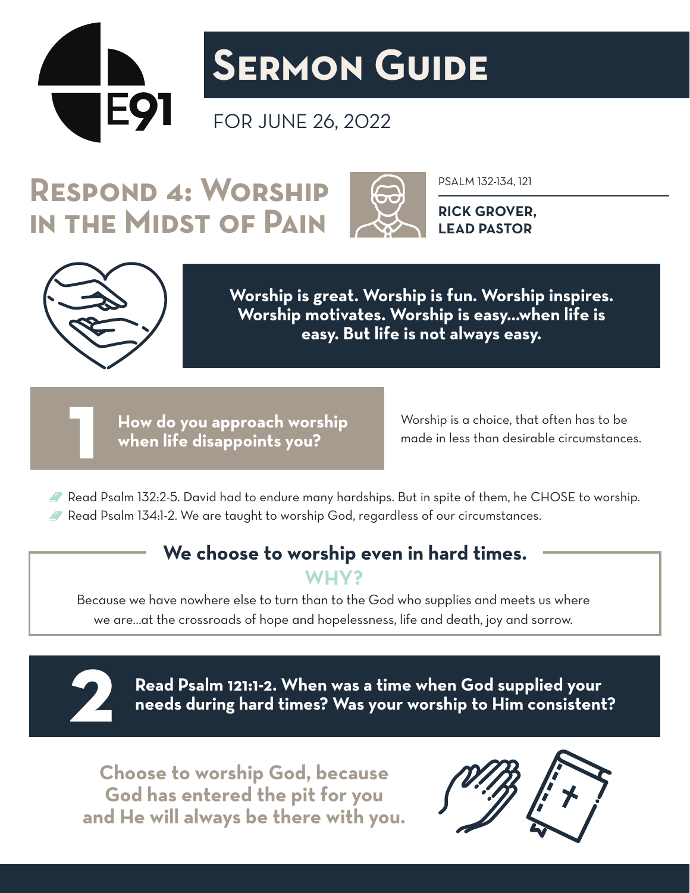# Sermon Guide

FOR JUNE 26, 2022

## Respond 4: Worship in the Midst of Pain

PSALM 132-134, 121

**RICK GROVER, LEAD PASTOR**

**Worship is great. Worship is fun. Worship inspires. Worship motivates. Worship is easy...when life is easy. But life is not always easy.**

### 1 How do you approach worship when life disappoints you?

Worship is a choice, that often has to be made in less than desirable circumstances.

- Read Psalm 132:2-5. David had to endure many hardships. But in spite of them, he CHOSE to worship.
- Read Psalm 134:1-2. We are taught to worship God, regardless of our circumstances.

**We choose to worship even in hard times.**

**WHY?**

Because we have nowhere else to turn than to the God who supplies and meets us where we are...at the crossroads of hope and hopelessness, life and death, joy and sorrow.

### 2 Read Psalm 121:1-2. When was a time when God supplied your needs during hard times? Was your worship to Him consistent?

**Choose to worship God, because God has entered the pit for you and He will always be there with you.**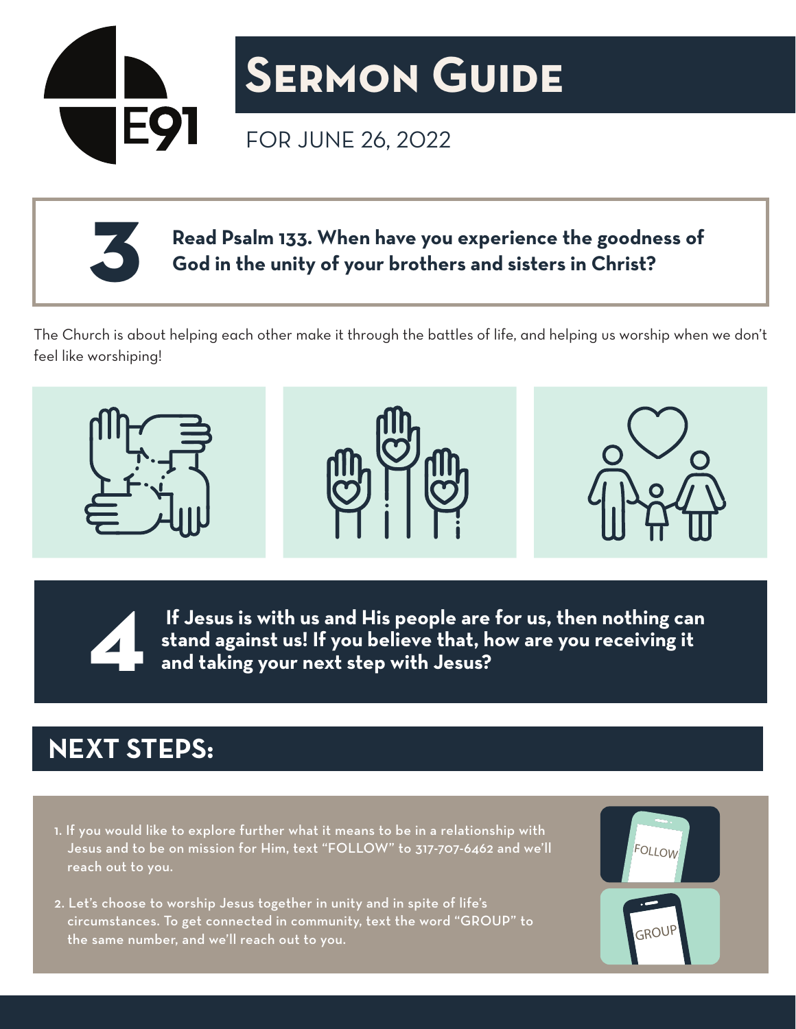# Sermon Guide

FOR JUNE 26, 2022

**3** **Read Psalm 133. When have you experience the goodness of God in the unity of your brothers and sisters in Christ?**

The Church is about helping each other make it through the battles of life, and helping us worship when we don't feel like worshiping!

**4** **If Jesus is with us and His people are for us, then nothing can stand against us! If you believe that, how are you receiving it and taking your next step with Jesus?**

## NEXT STEPS:

1. If you would like to explore further what it means to be in a relationship with Jesus and to be on mission for Him, text "FOLLOW" to 317-707-6462 and we'll reach out to you.
2. Let's choose to worship Jesus together in unity and in spite of life's circumstances. To get connected in community, text the word "GROUP" to the same number, and we'll reach out to you.